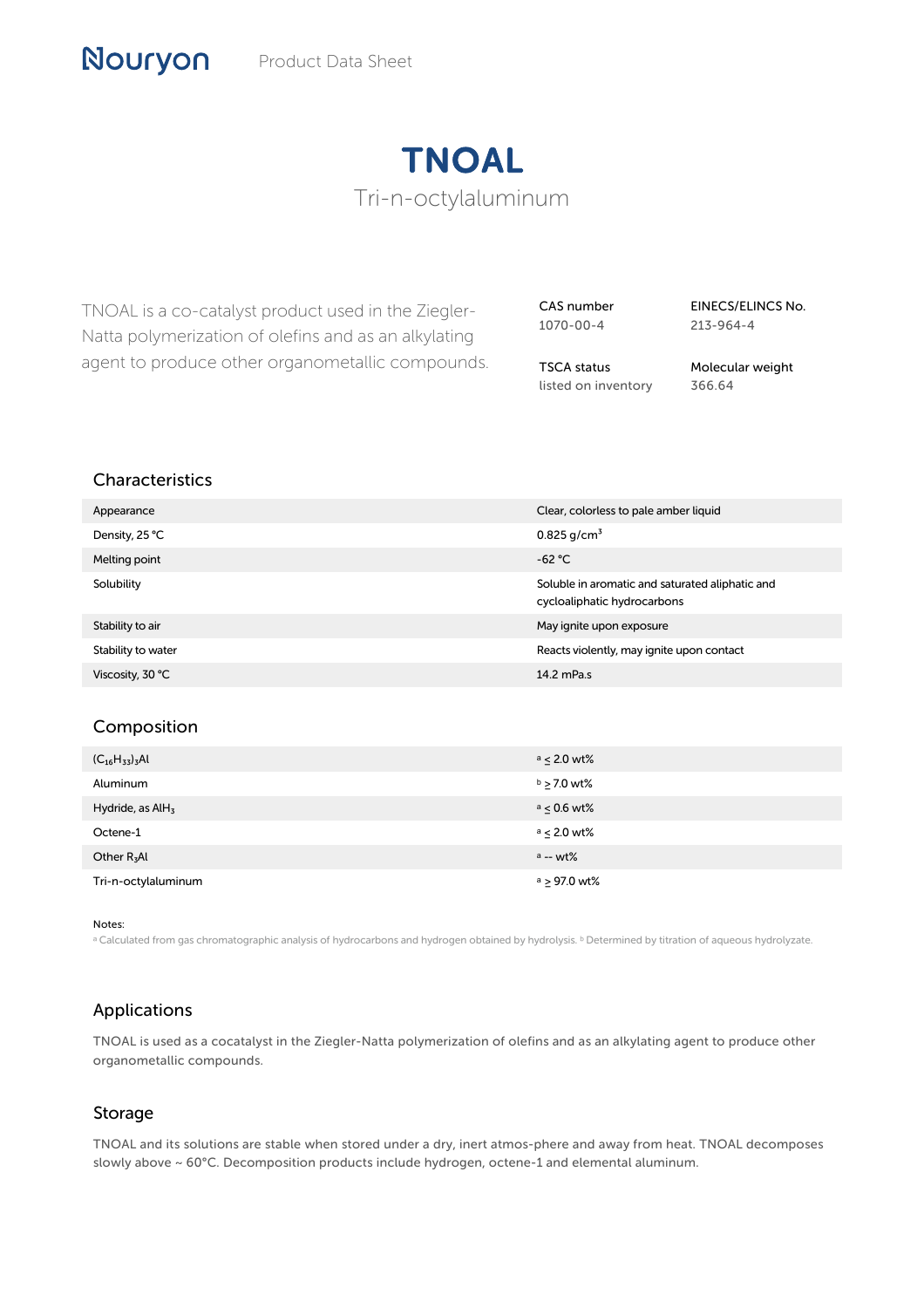Nouryon Product Data Sheet

# TNOAL

## Tri-n-octylaluminum

TNOAL is a co-catalyst product used in the Ziegler-Natta polymerization of olefins and as an alkylating agent to produce other organometallic compounds.

| CAS number | EINECS/ELINCS No. |
|---|---|
| 1070-00-4 | 213-964-4 |
| **TSCA status** | **Molecular weight** |
| listed on inventory | 366.64 |

## Characteristics

| | |
|---|---|
| Appearance | Clear, colorless to pale amber liquid |
| Density, 25 °C | 0.825 g/cm$^3$ |
| Melting point | -62 °C |
| Solubility | Soluble in aromatic and saturated aliphatic and cycloaliphatic hydrocarbons |
| Stability to air | May ignite upon exposure |
| Stability to water | Reacts violently, may ignite upon contact |
| Viscosity, 30 °C | 14.2 mPa.s |

## Composition

| | |
|---|---|
| $(C_{16}H_{33})_3Al$ | [a] ≤ 2.0 wt% |
| Aluminum | [b] ≥ 7.0 wt% |
| Hydride, as $AlH_3$ | [a] ≤ 0.6 wt% |
| Octene-1 | [a] ≤ 2.0 wt% |
| Other $R_3Al$ | [a] -- wt% |
| Tri-n-octylaluminum | [a] ≥ 97.0 wt% |

Notes:

[a] Calculated from gas chromatographic analysis of hydrocarbons and hydrogen obtained by hydrolysis. [b] Determined by titration of aqueous hydrolyzate.

## Applications

TNOAL is used as a cocatalyst in the Ziegler-Natta polymerization of olefins and as an alkylating agent to produce other organometallic compounds.

## Storage

TNOAL and its solutions are stable when stored under a dry, inert atmos-phere and away from heat. TNOAL decomposes slowly above ~ 60°C. Decomposition products include hydrogen, octene-1 and elemental aluminum.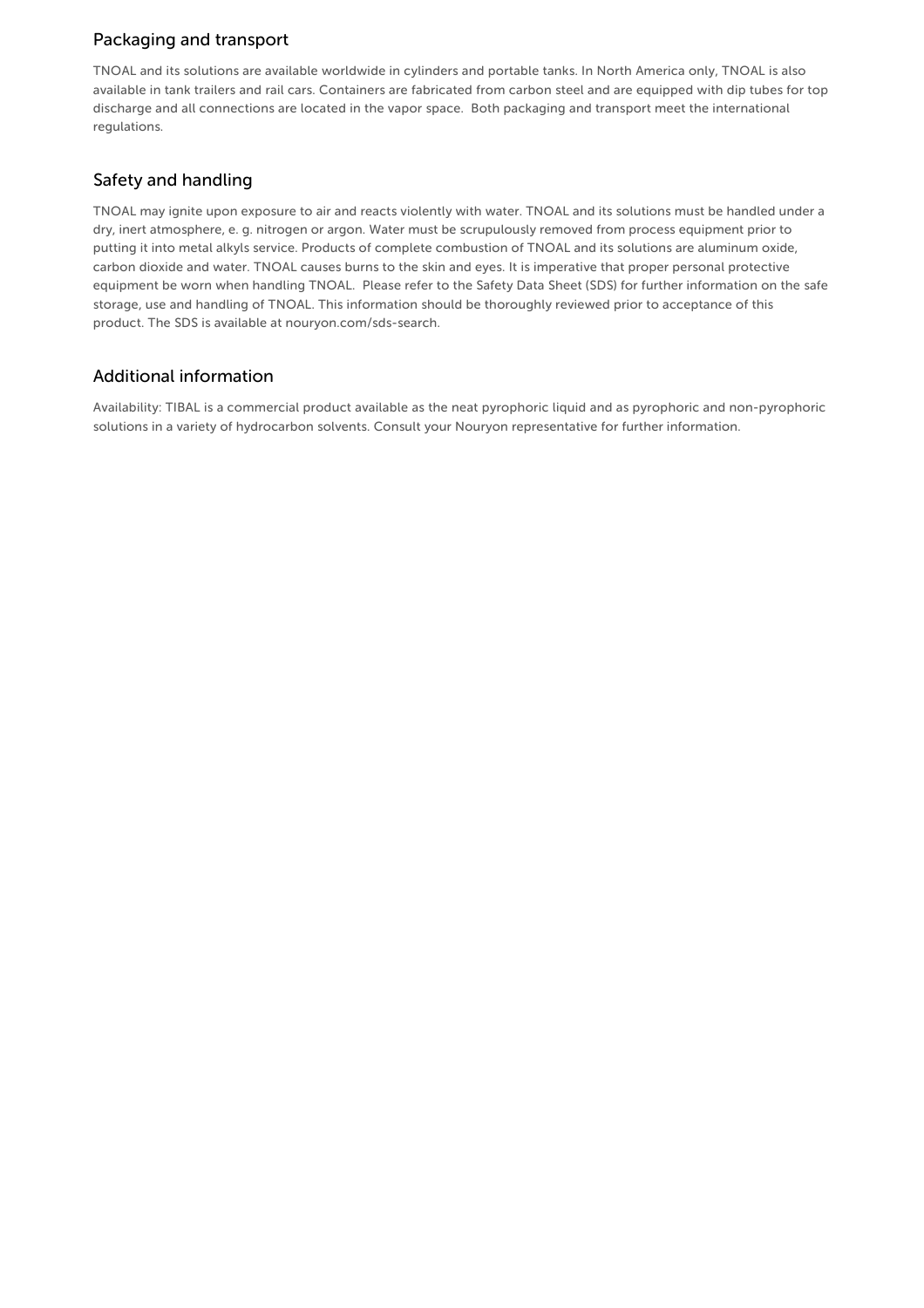## Packaging and transport

TNOAL and its solutions are available worldwide in cylinders and portable tanks. In North America only, TNOAL is also available in tank trailers and rail cars. Containers are fabricated from carbon steel and are equipped with dip tubes for top discharge and all connections are located in the vapor space. Both packaging and transport meet the international regulations.

## Safety and handling

TNOAL may ignite upon exposure to air and reacts violently with water. TNOAL and its solutions must be handled under a dry, inert atmosphere, e. g. nitrogen or argon. Water must be scrupulously removed from process equipment prior to putting it into metal alkyls service. Products of complete combustion of TNOAL and its solutions are aluminum oxide, carbon dioxide and water. TNOAL causes burns to the skin and eyes. It is imperative that proper personal protective equipment be worn when handling TNOAL. Please refer to the Safety Data Sheet (SDS) for further information on the safe storage, use and handling of TNOAL. This information should be thoroughly reviewed prior to acceptance of this product. The SDS is available at nouryon.com/sds-search.

## Additional information

Availability: TIBAL is a commercial product available as the neat pyrophoric liquid and as pyrophoric and non-pyrophoric solutions in a variety of hydrocarbon solvents. Consult your Nouryon representative for further information.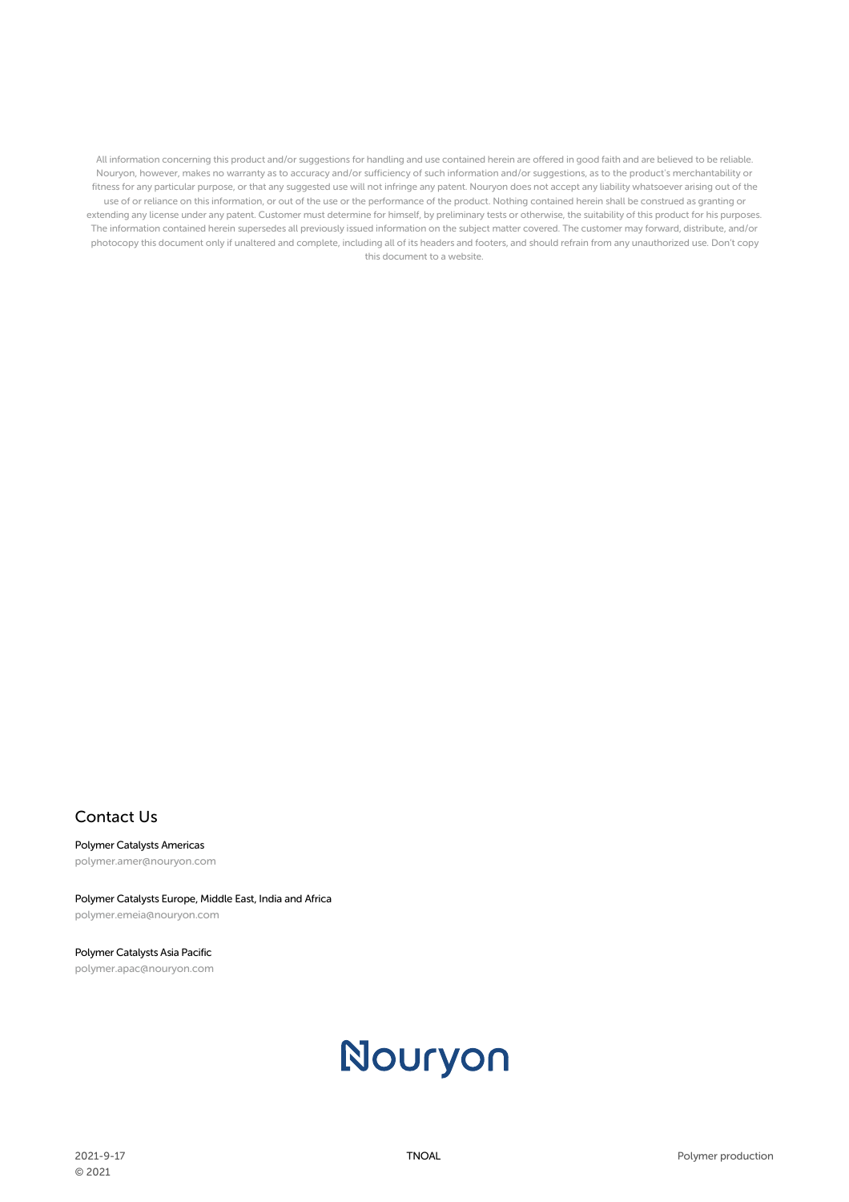All information concerning this product and/or suggestions for handling and use contained herein are offered in good faith and are believed to be reliable. Nouryon, however, makes no warranty as to accuracy and/or sufficiency of such information and/or suggestions, as to the product's merchantability or fitness for any particular purpose, or that any suggested use will not infringe any patent. Nouryon does not accept any liability whatsoever arising out of the use of or reliance on this information, or out of the use or the performance of the product. Nothing contained herein shall be construed as granting or extending any license under any patent. Customer must determine for himself, by preliminary tests or otherwise, the suitability of this product for his purposes. The information contained herein supersedes all previously issued information on the subject matter covered. The customer may forward, distribute, and/or photocopy this document only if unaltered and complete, including all of its headers and footers, and should refrain from any unauthorized use. Don't copy this document to a website.

## Contact Us

Polymer Catalysts Americas
polymer.amer@nouryon.com

Polymer Catalysts Europe, Middle East, India and Africa
polymer.emeia@nouryon.com

Polymer Catalysts Asia Pacific
polymer.apac@nouryon.com

Nouryon

2021-9-17
© 2021

TNOAL

Polymer production